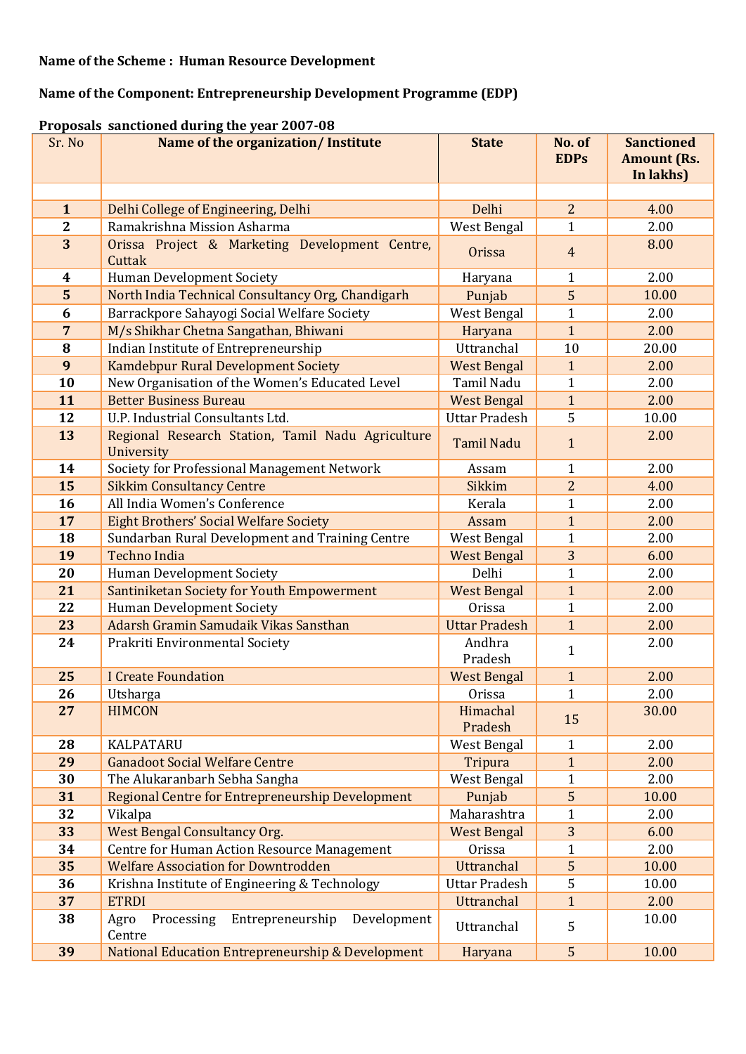**Name of the Scheme : Human Resource Development**

**Name of the Component: Entrepreneurship Development Programme (EDP)**

**Proposals sanctioned during the year 2007-08**

| Sr. No | Name of the organization/ Institute | State | No. of EDPs | Sanctioned Amount (Rs. In lakhs) |
|---|---|---|---|---|
| | | | | |
| 1 | Delhi College of Engineering, Delhi | Delhi | 2 | 4.00 |
| 2 | Ramakrishna Mission Asharma | West Bengal | 1 | 2.00 |
| 3 | Orissa Project & Marketing Development Centre, Cuttak | Orissa | 4 | 8.00 |
| 4 | Human Development Society | Haryana | 1 | 2.00 |
| 5 | North India Technical Consultancy Org, Chandigarh | Punjab | 5 | 10.00 |
| 6 | Barrackpore Sahayogi Social Welfare Society | West Bengal | 1 | 2.00 |
| 7 | M/s Shikhar Chetna Sangathan, Bhiwani | Haryana | 1 | 2.00 |
| 8 | Indian Institute of Entrepreneurship | Uttranchal | 10 | 20.00 |
| 9 | Kamdebpur Rural Development Society | West Bengal | 1 | 2.00 |
| 10 | New Organisation of the Women's Educated Level | Tamil Nadu | 1 | 2.00 |
| 11 | Better Business Bureau | West Bengal | 1 | 2.00 |
| 12 | U.P. Industrial Consultants Ltd. | Uttar Pradesh | 5 | 10.00 |
| 13 | Regional Research Station, Tamil Nadu Agriculture University | Tamil Nadu | 1 | 2.00 |
| 14 | Society for Professional Management Network | Assam | 1 | 2.00 |
| 15 | Sikkim Consultancy Centre | Sikkim | 2 | 4.00 |
| 16 | All India Women's Conference | Kerala | 1 | 2.00 |
| 17 | Eight Brothers' Social Welfare Society | Assam | 1 | 2.00 |
| 18 | Sundarban Rural Development and Training Centre | West Bengal | 1 | 2.00 |
| 19 | Techno India | West Bengal | 3 | 6.00 |
| 20 | Human Development Society | Delhi | 1 | 2.00 |
| 21 | Santiniketan Society for Youth Empowerment | West Bengal | 1 | 2.00 |
| 22 | Human Development Society | Orissa | 1 | 2.00 |
| 23 | Adarsh Gramin Samudaik Vikas Sansthan | Uttar Pradesh | 1 | 2.00 |
| 24 | Prakriti Environmental Society | Andhra Pradesh | 1 | 2.00 |
| 25 | I Create Foundation | West Bengal | 1 | 2.00 |
| 26 | Utsharga | Orissa | 1 | 2.00 |
| 27 | HIMCON | Himachal Pradesh | 15 | 30.00 |
| 28 | KALPATARU | West Bengal | 1 | 2.00 |
| 29 | Ganadoot Social Welfare Centre | Tripura | 1 | 2.00 |
| 30 | The Alukaranbarh Sebha Sangha | West Bengal | 1 | 2.00 |
| 31 | Regional Centre for Entrepreneurship Development | Punjab | 5 | 10.00 |
| 32 | Vikalpa | Maharashtra | 1 | 2.00 |
| 33 | West Bengal Consultancy Org. | West Bengal | 3 | 6.00 |
| 34 | Centre for Human Action Resource Management | Orissa | 1 | 2.00 |
| 35 | Welfare Association for Downtrodden | Uttranchal | 5 | 10.00 |
| 36 | Krishna Institute of Engineering & Technology | Uttar Pradesh | 5 | 10.00 |
| 37 | ETRDI | Uttranchal | 1 | 2.00 |
| 38 | Agro Processing Entrepreneurship Development Centre | Uttranchal | 5 | 10.00 |
| 39 | National Education Entrepreneurship & Development | Haryana | 5 | 10.00 |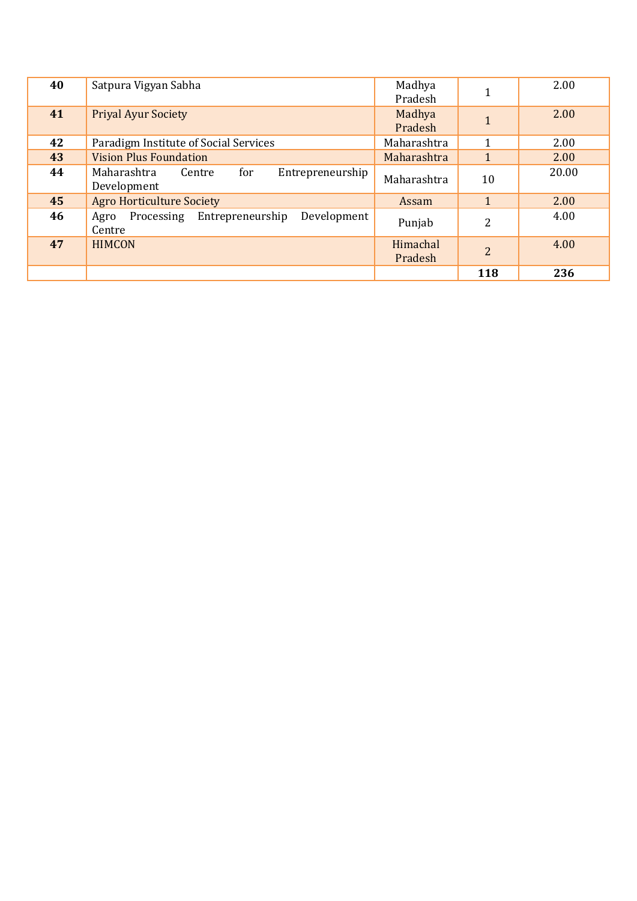| | | | | |
|---|---|---|---|---|
| **40** | Satpura Vigyan Sabha | Madhya Pradesh | 1 | 2.00 |
| **41** | Priyal Ayur Society | Madhya Pradesh | 1 | 2.00 |
| **42** | Paradigm Institute of Social Services | Maharashtra | 1 | 2.00 |
| **43** | Vision Plus Foundation | Maharashtra | 1 | 2.00 |
| **44** | Maharashtra Centre for Entrepreneurship Development | Maharashtra | 10 | 20.00 |
| **45** | Agro Horticulture Society | Assam | 1 | 2.00 |
| **46** | Agro Processing Entrepreneurship Development Centre | Punjab | 2 | 4.00 |
| **47** | HIMCON | Himachal Pradesh | 2 | 4.00 |
| | | | **118** | **236** |